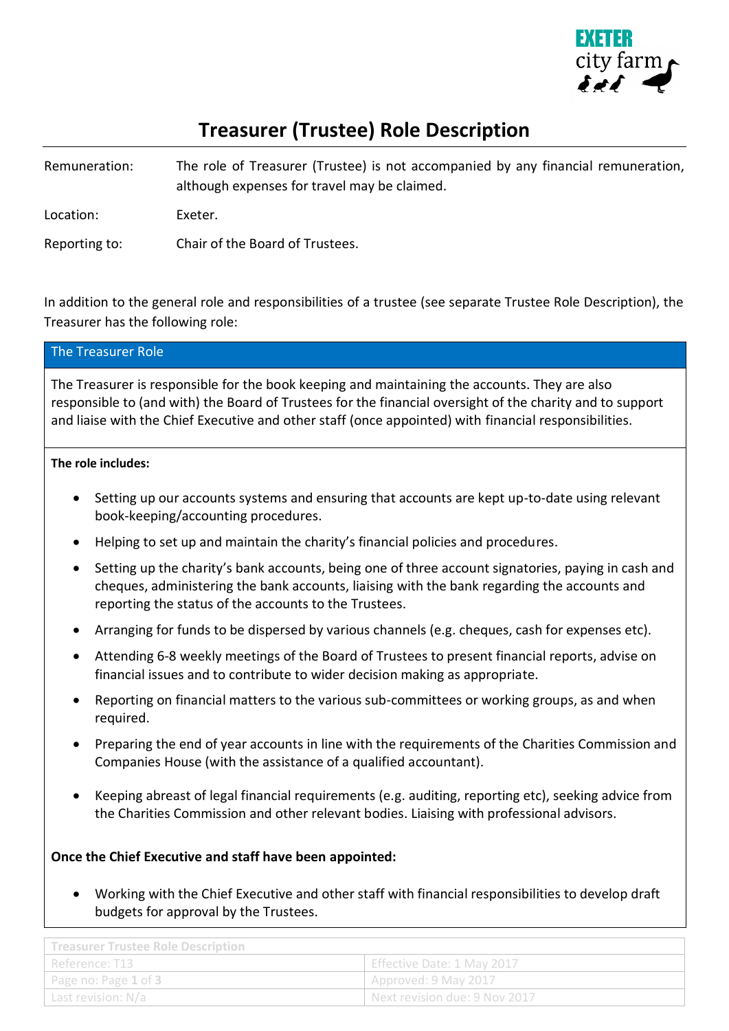# Treasurer (Trustee) Role Description

| | |
|---|---|
| Remuneration: | The role of Treasurer (Trustee) is not accompanied by any financial remuneration, although expenses for travel may be claimed. |
| Location: | Exeter. |
| Reporting to: | Chair of the Board of Trustees. |

In addition to the general role and responsibilities of a trustee (see separate Trustee Role Description), the Treasurer has the following role:

## The Treasurer Role

The Treasurer is responsible for the book keeping and maintaining the accounts. They are also responsible to (and with) the Board of Trustees for the financial oversight of the charity and to support and liaise with the Chief Executive and other staff (once appointed) with financial responsibilities.

**The role includes:**

- Setting up our accounts systems and ensuring that accounts are kept up-to-date using relevant book-keeping/accounting procedures.
- Helping to set up and maintain the charity's financial policies and procedures.
- Setting up the charity's bank accounts, being one of three account signatories, paying in cash and cheques, administering the bank accounts, liaising with the bank regarding the accounts and reporting the status of the accounts to the Trustees.
- Arranging for funds to be dispersed by various channels (e.g. cheques, cash for expenses etc).
- Attending 6-8 weekly meetings of the Board of Trustees to present financial reports, advise on financial issues and to contribute to wider decision making as appropriate.
- Reporting on financial matters to the various sub-committees or working groups, as and when required.
- Preparing the end of year accounts in line with the requirements of the Charities Commission and Companies House (with the assistance of a qualified accountant).
- Keeping abreast of legal financial requirements (e.g. auditing, reporting etc), seeking advice from the Charities Commission and other relevant bodies. Liaising with professional advisors.

**Once the Chief Executive and staff have been appointed:**

- Working with the Chief Executive and other staff with financial responsibilities to develop draft budgets for approval by the Trustees.

| Treasurer Trustee Role Description | |
|---|---|
| Reference: T13 | Effective Date: 1 May 2017 |
| Page no: Page 1 of 3 | Approved: 9 May 2017 |
| Last revision: N/a | Next revision due: 9 Nov 2017 |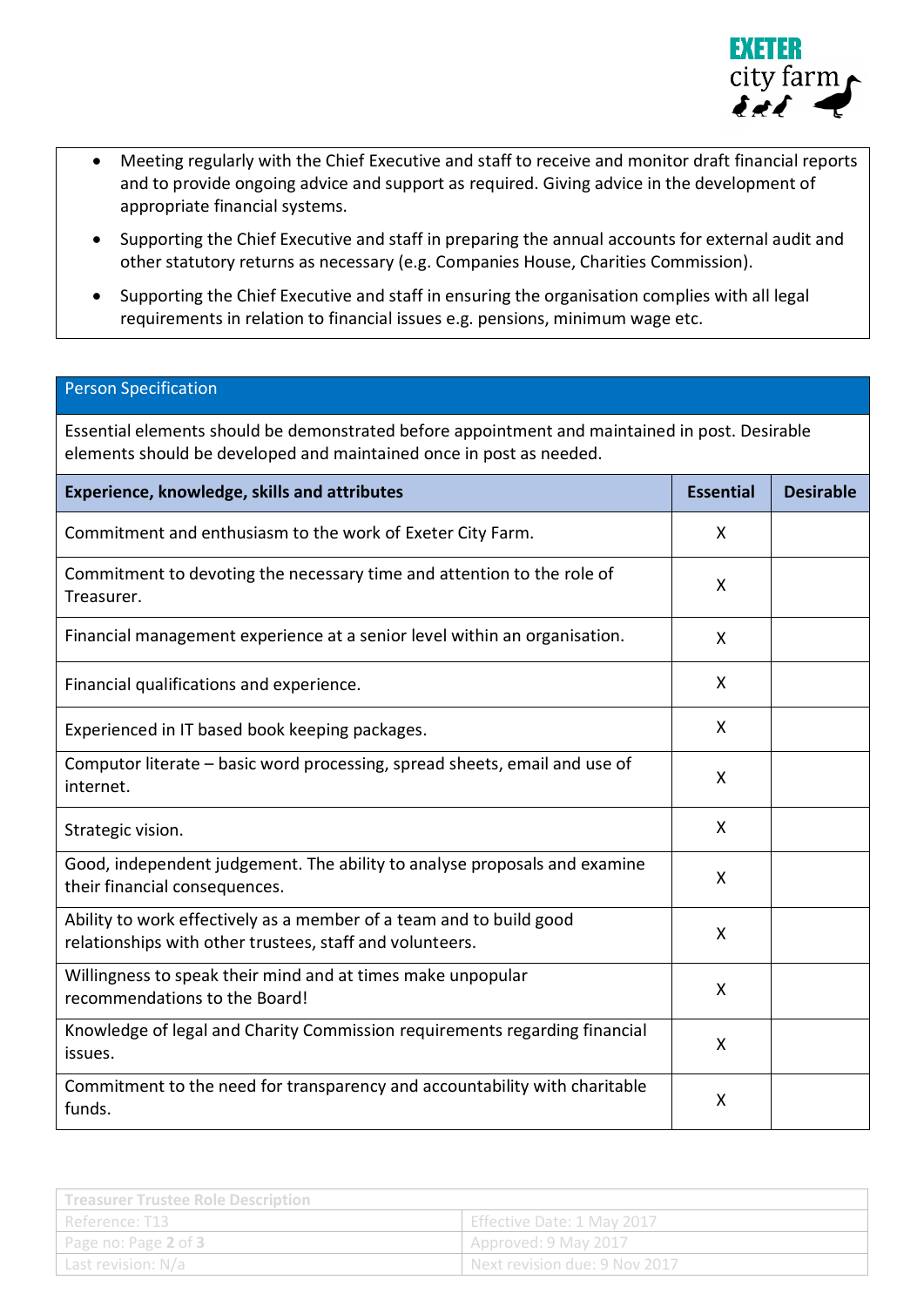- Meeting regularly with the Chief Executive and staff to receive and monitor draft financial reports and to provide ongoing advice and support as required. Giving advice in the development of appropriate financial systems.
- Supporting the Chief Executive and staff in preparing the annual accounts for external audit and other statutory returns as necessary (e.g. Companies House, Charities Commission).
- Supporting the Chief Executive and staff in ensuring the organisation complies with all legal requirements in relation to financial issues e.g. pensions, minimum wage etc.

## Person Specification

Essential elements should be demonstrated before appointment and maintained in post. Desirable elements should be developed and maintained once in post as needed.

| Experience, knowledge, skills and attributes | Essential | Desirable |
|---|---|---|
| Commitment and enthusiasm to the work of Exeter City Farm. | X | |
| Commitment to devoting the necessary time and attention to the role of Treasurer. | X | |
| Financial management experience at a senior level within an organisation. | X | |
| Financial qualifications and experience. | X | |
| Experienced in IT based book keeping packages. | X | |
| Computor literate – basic word processing, spread sheets, email and use of internet. | X | |
| Strategic vision. | X | |
| Good, independent judgement. The ability to analyse proposals and examine their financial consequences. | X | |
| Ability to work effectively as a member of a team and to build good relationships with other trustees, staff and volunteers. | X | |
| Willingness to speak their mind and at times make unpopular recommendations to the Board! | X | |
| Knowledge of legal and Charity Commission requirements regarding financial issues. | X | |
| Commitment to the need for transparency and accountability with charitable funds. | X | |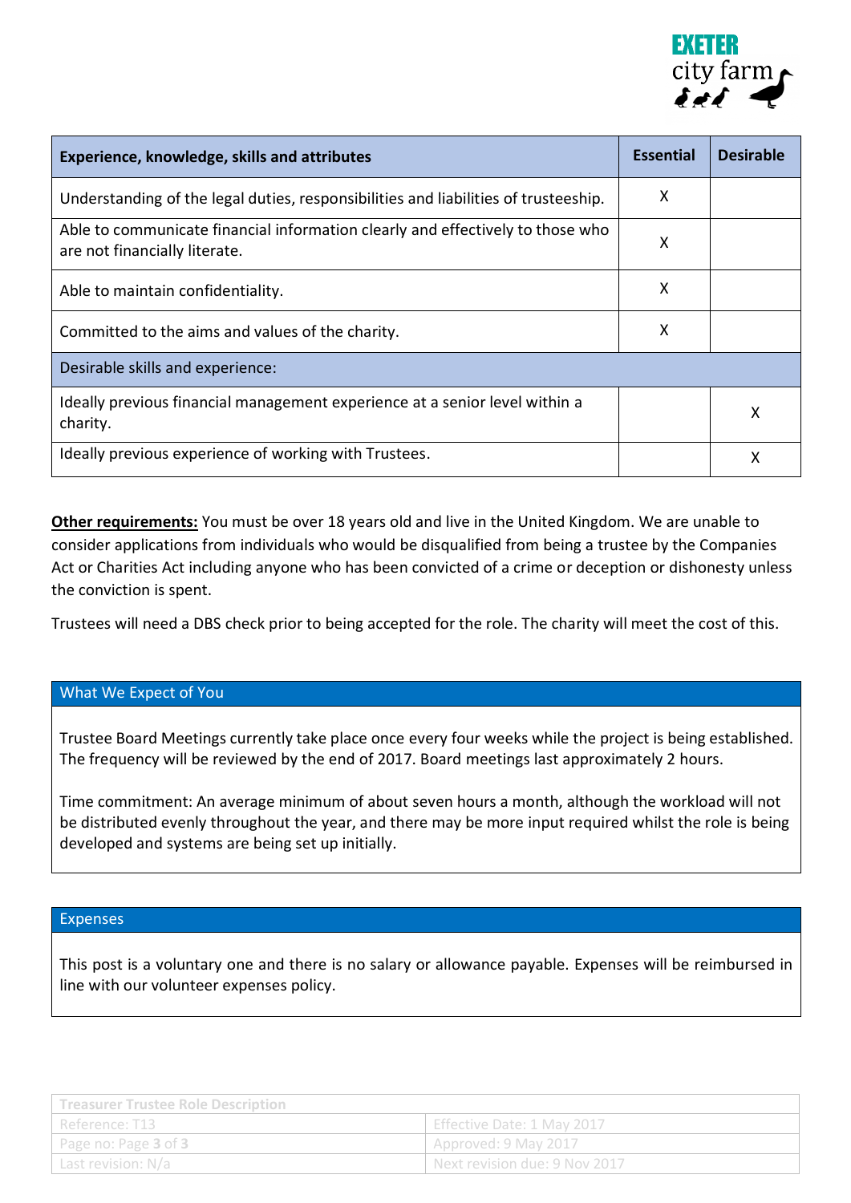| Experience, knowledge, skills and attributes | Essential | Desirable |
|---|---|---|
| Understanding of the legal duties, responsibilities and liabilities of trusteeship. | X | |
| Able to communicate financial information clearly and effectively to those who are not financially literate. | X | |
| Able to maintain confidentiality. | X | |
| Committed to the aims and values of the charity. | X | |
| Desirable skills and experience: | | |
| Ideally previous financial management experience at a senior level within a charity. | | X |
| Ideally previous experience of working with Trustees. | | X |

**Other requirements:** You must be over 18 years old and live in the United Kingdom. We are unable to consider applications from individuals who would be disqualified from being a trustee by the Companies Act or Charities Act including anyone who has been convicted of a crime or deception or dishonesty unless the conviction is spent.

Trustees will need a DBS check prior to being accepted for the role. The charity will meet the cost of this.

## What We Expect of You

Trustee Board Meetings currently take place once every four weeks while the project is being established. The frequency will be reviewed by the end of 2017. Board meetings last approximately 2 hours.

Time commitment: An average minimum of about seven hours a month, although the workload will not be distributed evenly throughout the year, and there may be more input required whilst the role is being developed and systems are being set up initially.

## Expenses

This post is a voluntary one and there is no salary or allowance payable. Expenses will be reimbursed in line with our volunteer expenses policy.